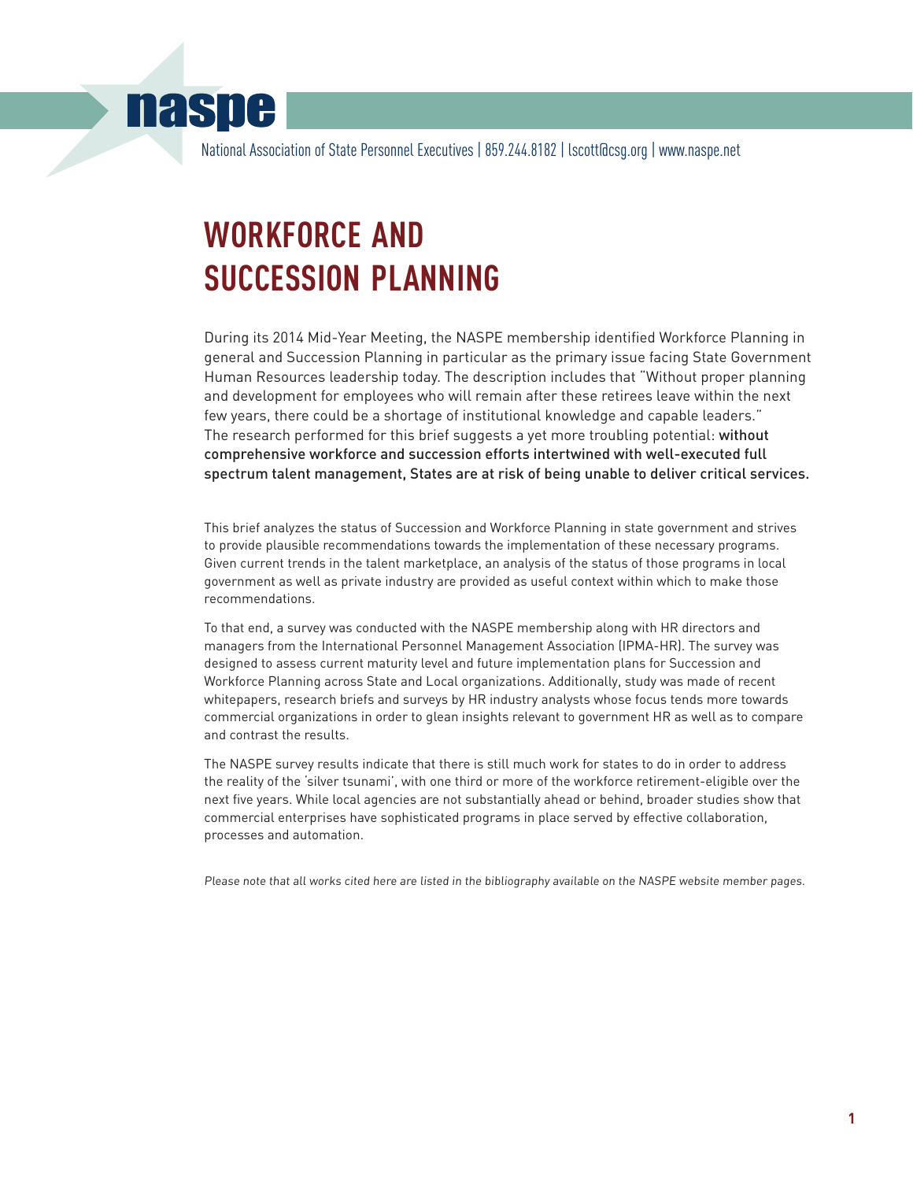naspe

National Association of State Personnel Executives | 859.244.8182 | lscott@csg.org | www.naspe.net

# WORKFORCE AND SUCCESSION PLANNING

During its 2014 Mid-Year Meeting, the NASPE membership identified Workforce Planning in general and Succession Planning in particular as the primary issue facing State Government Human Resources leadership today. The description includes that "Without proper planning and development for employees who will remain after these retirees leave within the next few years, there could be a shortage of institutional knowledge and capable leaders." The research performed for this brief suggests a yet more troubling potential: without comprehensive workforce and succession efforts intertwined with well-executed full spectrum talent management, States are at risk of being unable to deliver critical services.

This brief analyzes the status of Succession and Workforce Planning in state government and strives to provide plausible recommendations towards the implementation of these necessary programs. Given current trends in the talent marketplace, an analysis of the status of those programs in local government as well as private industry are provided as useful context within which to make those recommendations.

To that end, a survey was conducted with the NASPE membership along with HR directors and managers from the International Personnel Management Association (IPMA-HR). The survey was designed to assess current maturity level and future implementation plans for Succession and Workforce Planning across State and Local organizations. Additionally, study was made of recent whitepapers, research briefs and surveys by HR industry analysts whose focus tends more towards commercial organizations in order to glean insights relevant to government HR as well as to compare and contrast the results.

The NASPE survey results indicate that there is still much work for states to do in order to address the reality of the 'silver tsunami', with one third or more of the workforce retirement-eligible over the next five years. While local agencies are not substantially ahead or behind, broader studies show that commercial enterprises have sophisticated programs in place served by effective collaboration, processes and automation.

*Please note that all works cited here are listed in the bibliography available on the NASPE website member pages.*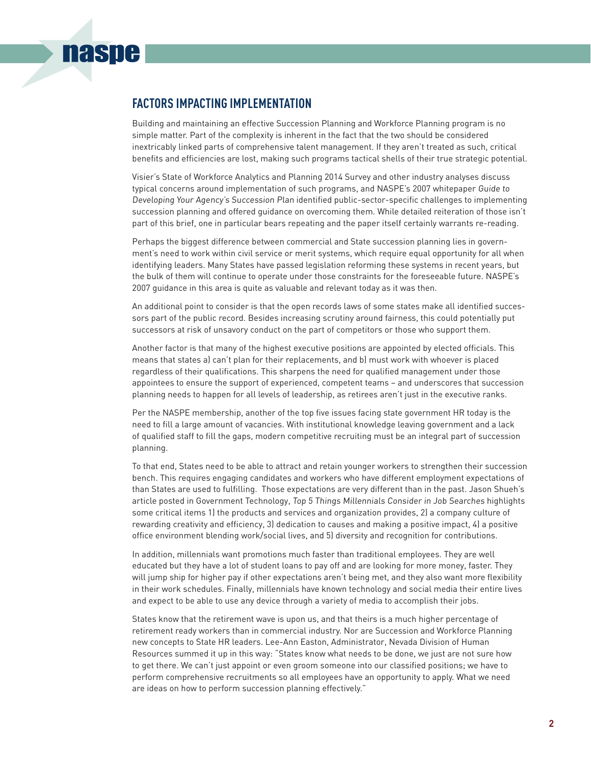## FACTORS IMPACTING IMPLEMENTATION

Building and maintaining an effective Succession Planning and Workforce Planning program is no simple matter. Part of the complexity is inherent in the fact that the two should be considered inextricably linked parts of comprehensive talent management. If they aren't treated as such, critical benefits and efficiencies are lost, making such programs tactical shells of their true strategic potential.

Visier's State of Workforce Analytics and Planning 2014 Survey and other industry analyses discuss typical concerns around implementation of such programs, and NASPE's 2007 whitepaper *Guide to Developing Your Agency's Succession Plan* identified public-sector-specific challenges to implementing succession planning and offered guidance on overcoming them. While detailed reiteration of those isn't part of this brief, one in particular bears repeating and the paper itself certainly warrants re-reading.

Perhaps the biggest difference between commercial and State succession planning lies in government's need to work within civil service or merit systems, which require equal opportunity for all when identifying leaders. Many States have passed legislation reforming these systems in recent years, but the bulk of them will continue to operate under those constraints for the foreseeable future. NASPE's 2007 guidance in this area is quite as valuable and relevant today as it was then.

An additional point to consider is that the open records laws of some states make all identified successors part of the public record. Besides increasing scrutiny around fairness, this could potentially put successors at risk of unsavory conduct on the part of competitors or those who support them.

Another factor is that many of the highest executive positions are appointed by elected officials. This means that states a) can't plan for their replacements, and b) must work with whoever is placed regardless of their qualifications. This sharpens the need for qualified management under those appointees to ensure the support of experienced, competent teams – and underscores that succession planning needs to happen for all levels of leadership, as retirees aren't just in the executive ranks.

Per the NASPE membership, another of the top five issues facing state government HR today is the need to fill a large amount of vacancies. With institutional knowledge leaving government and a lack of qualified staff to fill the gaps, modern competitive recruiting must be an integral part of succession planning.

To that end, States need to be able to attract and retain younger workers to strengthen their succession bench. This requires engaging candidates and workers who have different employment expectations of than States are used to fulfilling. Those expectations are very different than in the past. Jason Shueh's article posted in Government Technology, *Top 5 Things Millennials Consider in Job Searches* highlights some critical items 1) the products and services and organization provides, 2) a company culture of rewarding creativity and efficiency, 3) dedication to causes and making a positive impact, 4) a positive office environment blending work/social lives, and 5) diversity and recognition for contributions.

In addition, millennials want promotions much faster than traditional employees. They are well educated but they have a lot of student loans to pay off and are looking for more money, faster. They will jump ship for higher pay if other expectations aren't being met, and they also want more flexibility in their work schedules. Finally, millennials have known technology and social media their entire lives and expect to be able to use any device through a variety of media to accomplish their jobs.

States know that the retirement wave is upon us, and that theirs is a much higher percentage of retirement ready workers than in commercial industry. Nor are Succession and Workforce Planning new concepts to State HR leaders. Lee-Ann Easton, Administrator, Nevada Division of Human Resources summed it up in this way: "States know what needs to be done, we just are not sure how to get there. We can't just appoint or even groom someone into our classified positions; we have to perform comprehensive recruitments so all employees have an opportunity to apply. What we need are ideas on how to perform succession planning effectively."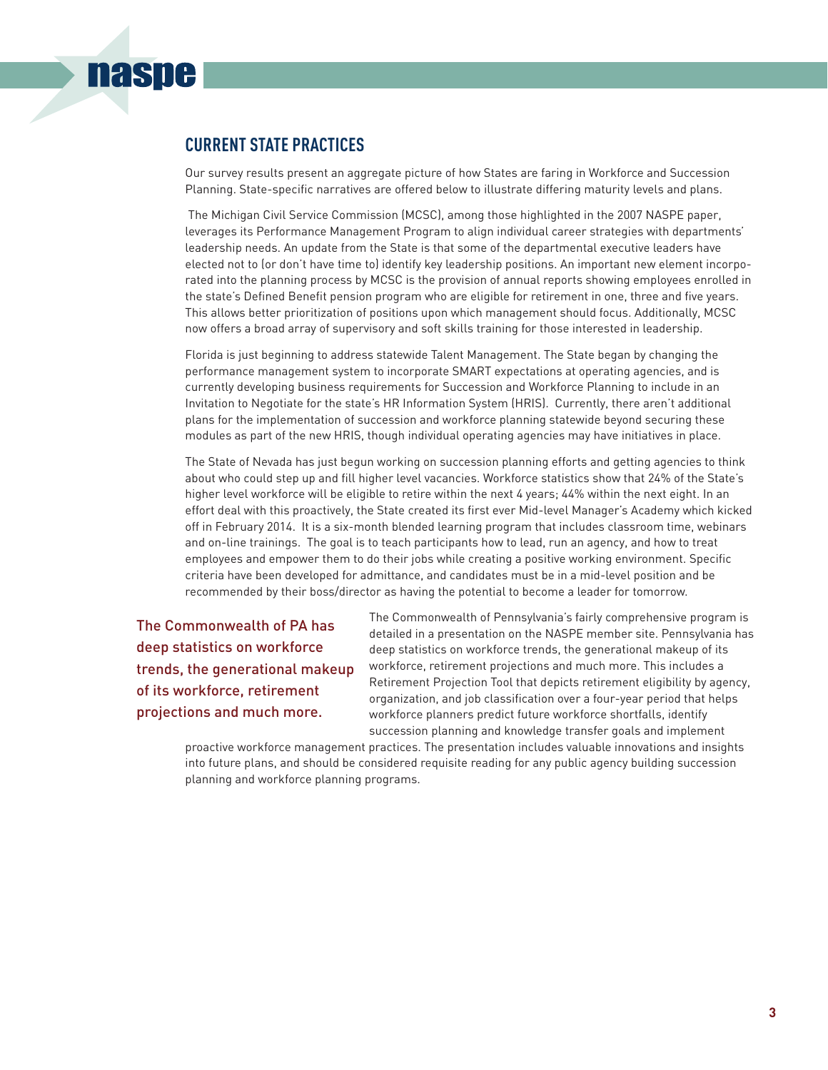## CURRENT STATE PRACTICES

Our survey results present an aggregate picture of how States are faring in Workforce and Succession Planning. State-specific narratives are offered below to illustrate differing maturity levels and plans.

The Michigan Civil Service Commission (MCSC), among those highlighted in the 2007 NASPE paper, leverages its Performance Management Program to align individual career strategies with departments' leadership needs. An update from the State is that some of the departmental executive leaders have elected not to (or don't have time to) identify key leadership positions. An important new element incorporated into the planning process by MCSC is the provision of annual reports showing employees enrolled in the state's Defined Benefit pension program who are eligible for retirement in one, three and five years. This allows better prioritization of positions upon which management should focus. Additionally, MCSC now offers a broad array of supervisory and soft skills training for those interested in leadership.

Florida is just beginning to address statewide Talent Management. The State began by changing the performance management system to incorporate SMART expectations at operating agencies, and is currently developing business requirements for Succession and Workforce Planning to include in an Invitation to Negotiate for the state's HR Information System (HRIS). Currently, there aren't additional plans for the implementation of succession and workforce planning statewide beyond securing these modules as part of the new HRIS, though individual operating agencies may have initiatives in place.

The State of Nevada has just begun working on succession planning efforts and getting agencies to think about who could step up and fill higher level vacancies. Workforce statistics show that 24% of the State's higher level workforce will be eligible to retire within the next 4 years; 44% within the next eight. In an effort deal with this proactively, the State created its first ever Mid-level Manager's Academy which kicked off in February 2014. It is a six-month blended learning program that includes classroom time, webinars and on-line trainings. The goal is to teach participants how to lead, run an agency, and how to treat employees and empower them to do their jobs while creating a positive working environment. Specific criteria have been developed for admittance, and candidates must be in a mid-level position and be recommended by their boss/director as having the potential to become a leader for tomorrow.

> The Commonwealth of PA has deep statistics on workforce trends, the generational makeup of its workforce, retirement projections and much more.

The Commonwealth of Pennsylvania's fairly comprehensive program is detailed in a presentation on the NASPE member site. Pennsylvania has deep statistics on workforce trends, the generational makeup of its workforce, retirement projections and much more. This includes a Retirement Projection Tool that depicts retirement eligibility by agency, organization, and job classification over a four-year period that helps workforce planners predict future workforce shortfalls, identify succession planning and knowledge transfer goals and implement proactive workforce management practices. The presentation includes valuable innovations and insights into future plans, and should be considered requisite reading for any public agency building succession planning and workforce planning programs.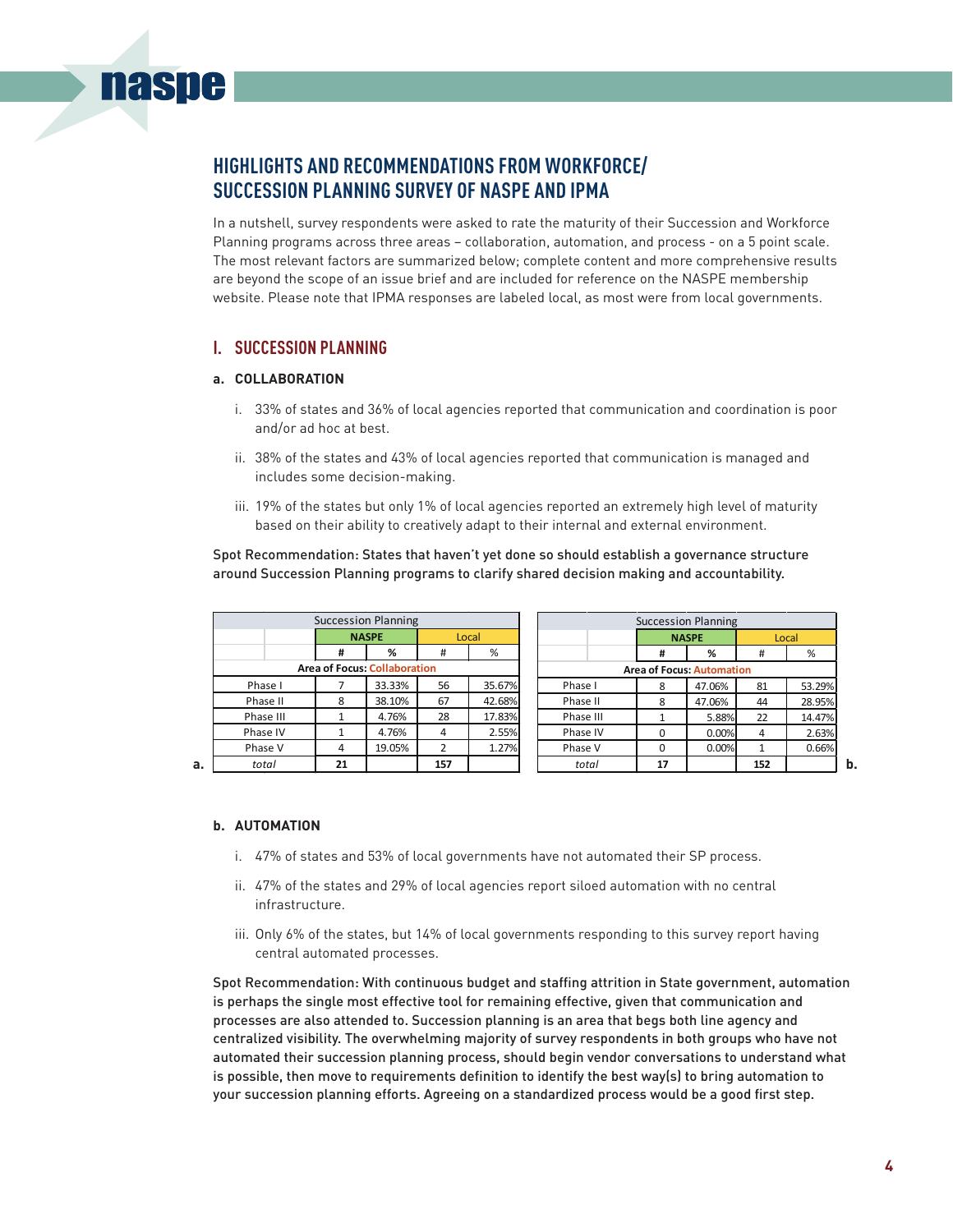## HIGHLIGHTS AND RECOMMENDATIONS FROM WORKFORCE/ SUCCESSION PLANNING SURVEY OF NASPE AND IPMA

In a nutshell, survey respondents were asked to rate the maturity of their Succession and Workforce Planning programs across three areas – collaboration, automation, and process - on a 5 point scale. The most relevant factors are summarized below; complete content and more comprehensive results are beyond the scope of an issue brief and are included for reference on the NASPE membership website. Please note that IPMA responses are labeled local, as most were from local governments.

### I. SUCCESSION PLANNING

#### a. COLLABORATION

i. 33% of states and 36% of local agencies reported that communication and coordination is poor and/or ad hoc at best.

ii. 38% of the states and 43% of local agencies reported that communication is managed and includes some decision-making.

iii. 19% of the states but only 1% of local agencies reported an extremely high level of maturity based on their ability to creatively adapt to their internal and external environment.

Spot Recommendation: States that haven't yet done so should establish a governance structure around Succession Planning programs to clarify shared decision making and accountability.

a.

| Succession Planning | | | | |
|---|---|---|---|---|
| | **NASPE** | | Local | |
| | **#** | **%** | # | % |
| **Area of Focus: Collaboration** | | | | |
| Phase I | 7 | 33.33% | 56 | 35.67% |
| Phase II | 8 | 38.10% | 67 | 42.68% |
| Phase III | 1 | 4.76% | 28 | 17.83% |
| Phase IV | 1 | 4.76% | 4 | 2.55% |
| Phase V | 4 | 19.05% | 2 | 1.27% |
| *total* | **21** | | **157** | |

b.

| Succession Planning | | | | |
|---|---|---|---|---|
| | **NASPE** | | Local | |
| | **#** | **%** | # | % |
| **Area of Focus: Automation** | | | | |
| Phase I | 8 | 47.06% | 81 | 53.29% |
| Phase II | 8 | 47.06% | 44 | 28.95% |
| Phase III | 1 | 5.88% | 22 | 14.47% |
| Phase IV | 0 | 0.00% | 4 | 2.63% |
| Phase V | 0 | 0.00% | 1 | 0.66% |
| *total* | **17** | | **152** | |

#### b. AUTOMATION

i. 47% of states and 53% of local governments have not automated their SP process.

ii. 47% of the states and 29% of local agencies report siloed automation with no central infrastructure.

iii. Only 6% of the states, but 14% of local governments responding to this survey report having central automated processes.

Spot Recommendation: With continuous budget and staffing attrition in State government, automation is perhaps the single most effective tool for remaining effective, given that communication and processes are also attended to. Succession planning is an area that begs both line agency and centralized visibility. The overwhelming majority of survey respondents in both groups who have not automated their succession planning process, should begin vendor conversations to understand what is possible, then move to requirements definition to identify the best way(s) to bring automation to your succession planning efforts. Agreeing on a standardized process would be a good first step.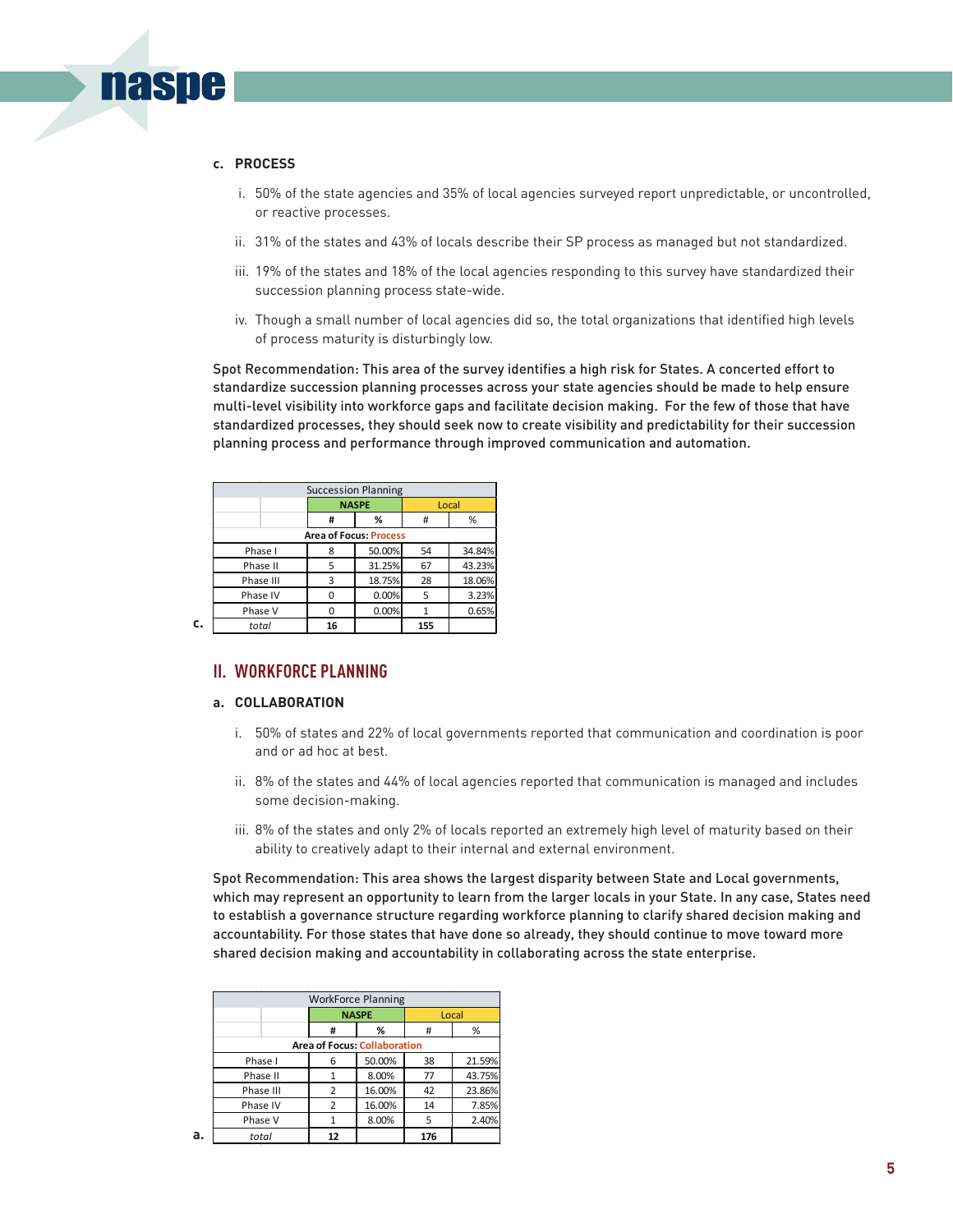### c. PROCESS

i. 50% of the state agencies and 35% of local agencies surveyed report unpredictable, or uncontrolled, or reactive processes.

ii. 31% of the states and 43% of locals describe their SP process as managed but not standardized.

iii. 19% of the states and 18% of the local agencies responding to this survey have standardized their succession planning process state-wide.

iv. Though a small number of local agencies did so, the total organizations that identified high levels of process maturity is disturbingly low.

Spot Recommendation: This area of the survey identifies a high risk for States. A concerted effort to standardize succession planning processes across your state agencies should be made to help ensure multi-level visibility into workforce gaps and facilitate decision making. For the few of those that have standardized processes, they should seek now to create visibility and predictability for their succession planning process and performance through improved communication and automation.

c.

| Succession Planning | | | | |
|---|---|---|---|---|
| | **NASPE** | | Local | |
| | **#** | **%** | # | % |
| **Area of Focus: Process** | | | | |
| Phase I | 8 | 50.00% | 54 | 34.84% |
| Phase II | 5 | 31.25% | 67 | 43.23% |
| Phase III | 3 | 18.75% | 28 | 18.06% |
| Phase IV | 0 | 0.00% | 5 | 3.23% |
| Phase V | 0 | 0.00% | 1 | 0.65% |
| *total* | **16** | | **155** | |

## II. WORKFORCE PLANNING

### a. COLLABORATION

i. 50% of states and 22% of local governments reported that communication and coordination is poor and or ad hoc at best.

ii. 8% of the states and 44% of local agencies reported that communication is managed and includes some decision-making.

iii. 8% of the states and only 2% of locals reported an extremely high level of maturity based on their ability to creatively adapt to their internal and external environment.

Spot Recommendation: This area shows the largest disparity between State and Local governments, which may represent an opportunity to learn from the larger locals in your State. In any case, States need to establish a governance structure regarding workforce planning to clarify shared decision making and accountability. For those states that have done so already, they should continue to move toward more shared decision making and accountability in collaborating across the state enterprise.

a.

| WorkForce Planning | | | | |
|---|---|---|---|---|
| | **NASPE** | | Local | |
| | **#** | **%** | # | % |
| **Area of Focus: Collaboration** | | | | |
| Phase I | 6 | 50.00% | 38 | 21.59% |
| Phase II | 1 | 8.00% | 77 | 43.75% |
| Phase III | 2 | 16.00% | 42 | 23.86% |
| Phase IV | 2 | 16.00% | 14 | 7.85% |
| Phase V | 1 | 8.00% | 5 | 2.40% |
| *total* | **12** | | **176** | |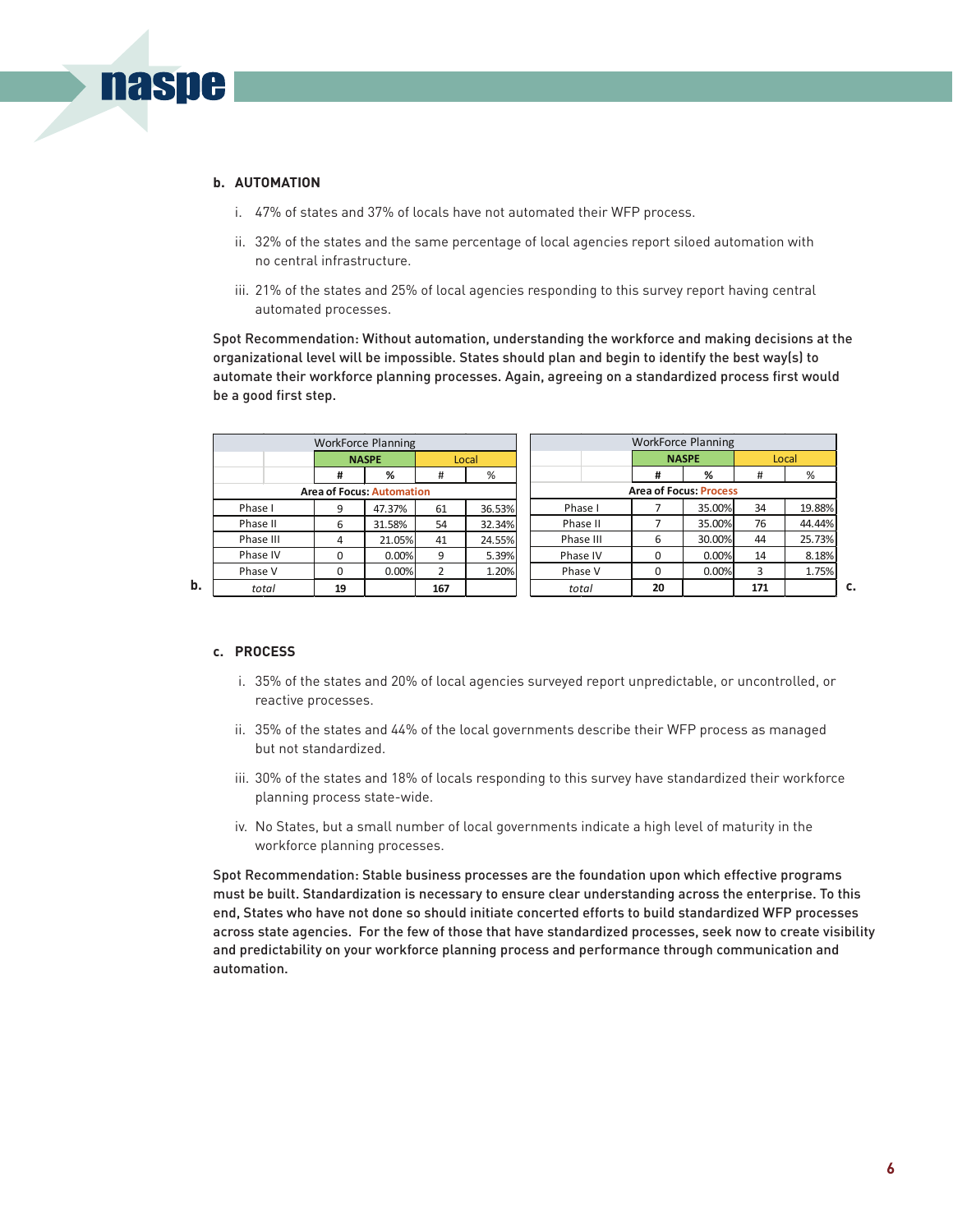**b. AUTOMATION**

i. 47% of states and 37% of locals have not automated their WFP process.

ii. 32% of the states and the same percentage of local agencies report siloed automation with no central infrastructure.

iii. 21% of the states and 25% of local agencies responding to this survey report having central automated processes.

Spot Recommendation: Without automation, understanding the workforce and making decisions at the organizational level will be impossible. States should plan and begin to identify the best way(s) to automate their workforce planning processes. Again, agreeing on a standardized process first would be a good first step.

**b.**

| WorkForce Planning | | | | |
|---|---|---|---|---|
| | NASPE | | Local | |
| | # | % | # | % |
| **Area of Focus: Automation** | | | | |
| Phase I | 9 | 47.37% | 61 | 36.53% |
| Phase II | 6 | 31.58% | 54 | 32.34% |
| Phase III | 4 | 21.05% | 41 | 24.55% |
| Phase IV | 0 | 0.00% | 9 | 5.39% |
| Phase V | 0 | 0.00% | 2 | 1.20% |
| *total* | **19** | | **167** | |

**c.**

| WorkForce Planning | | | | |
|---|---|---|---|---|
| | NASPE | | Local | |
| | # | % | # | % |
| **Area of Focus: Process** | | | | |
| Phase I | 7 | 35.00% | 34 | 19.88% |
| Phase II | 7 | 35.00% | 76 | 44.44% |
| Phase III | 6 | 30.00% | 44 | 25.73% |
| Phase IV | 0 | 0.00% | 14 | 8.18% |
| Phase V | 0 | 0.00% | 3 | 1.75% |
| *total* | **20** | | **171** | |

**c. PROCESS**

i. 35% of the states and 20% of local agencies surveyed report unpredictable, or uncontrolled, or reactive processes.

ii. 35% of the states and 44% of the local governments describe their WFP process as managed but not standardized.

iii. 30% of the states and 18% of locals responding to this survey have standardized their workforce planning process state-wide.

iv. No States, but a small number of local governments indicate a high level of maturity in the workforce planning processes.

Spot Recommendation: Stable business processes are the foundation upon which effective programs must be built. Standardization is necessary to ensure clear understanding across the enterprise. To this end, States who have not done so should initiate concerted efforts to build standardized WFP processes across state agencies. For the few of those that have standardized processes, seek now to create visibility and predictability on your workforce planning process and performance through communication and automation.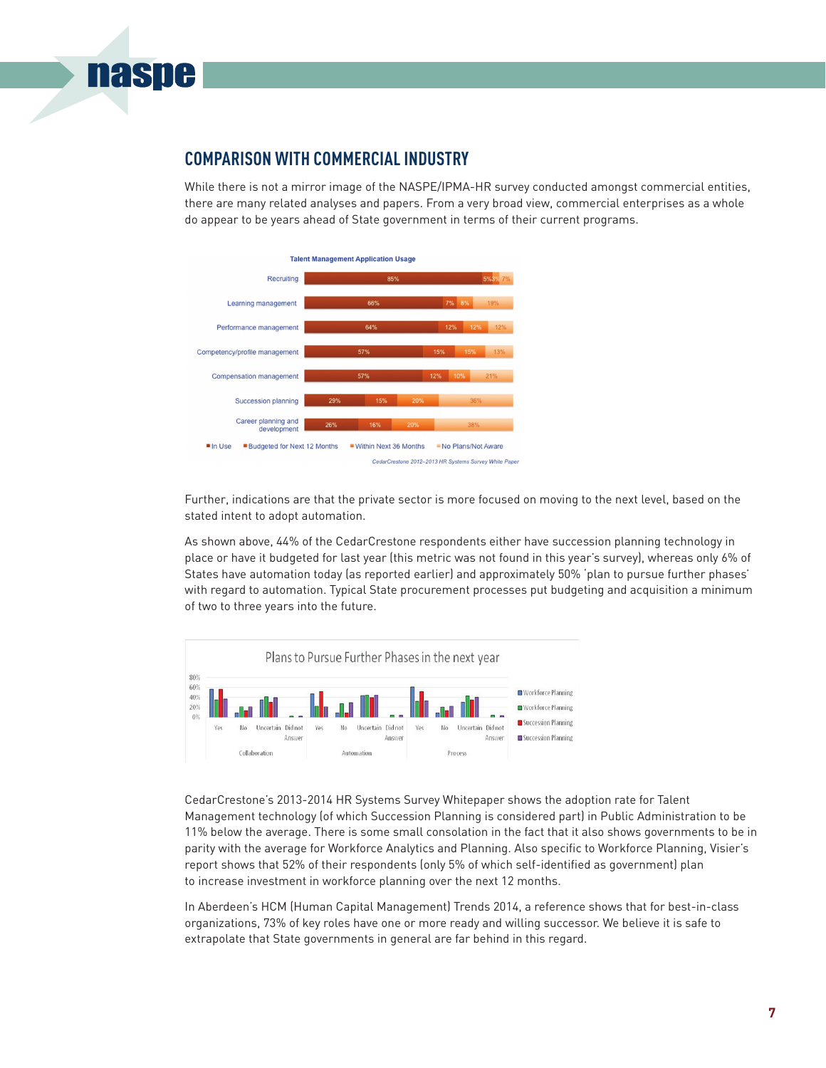## COMPARISON WITH COMMERCIAL INDUSTRY

While there is not a mirror image of the NASPE/IPMA-HR survey conducted amongst commercial entities, there are many related analyses and papers. From a very broad view, commercial enterprises as a whole do appear to be years ahead of State government in terms of their current programs.

**Talent Management Application Usage**

| | In Use | Budgeted for Next 12 Months | Within Next 36 Months | No Plans/Not Aware |
|---|---|---|---|---|
| Recruiting | 85% | 5% | 3% | 7% |
| Learning management | 66% | 7% | 8% | 19% |
| Performance management | 64% | 12% | 12% | 12% |
| Competency/profile management | 57% | 15% | 15% | 13% |
| Compensation management | 57% | 12% | 10% | 21% |
| Succession planning | 29% | 15% | 20% | 36% |
| Career planning and development | 26% | 16% | 20% | 38% |

*CedarCrestone 2012–2013 HR Systems Survey White Paper*

Further, indications are that the private sector is more focused on moving to the next level, based on the stated intent to adopt automation.

As shown above, 44% of the CedarCrestone respondents either have succession planning technology in place or have it budgeted for last year (this metric was not found in this year's survey), whereas only 6% of States have automation today (as reported earlier) and approximately 50% 'plan to pursue further phases' with regard to automation. Typical State procurement processes put budgeting and acquisition a minimum of two to three years into the future.

**Plans to Pursue Further Phases in the next year**

(Chart: Yes / No / Uncertain / Did not Answer responses for Collaboration, Automation, and Process; series: Workforce Planning, Workforce Planning, Succession Planning, Succession Planning; axis 0%–80%)

CedarCrestone's 2013-2014 HR Systems Survey Whitepaper shows the adoption rate for Talent Management technology (of which Succession Planning is considered part) in Public Administration to be 11% below the average. There is some small consolation in the fact that it also shows governments to be in parity with the average for Workforce Analytics and Planning. Also specific to Workforce Planning, Visier's report shows that 52% of their respondents (only 5% of which self-identified as government) plan to increase investment in workforce planning over the next 12 months.

In Aberdeen's HCM (Human Capital Management) Trends 2014, a reference shows that for best-in-class organizations, 73% of key roles have one or more ready and willing successor. We believe it is safe to extrapolate that State governments in general are far behind in this regard.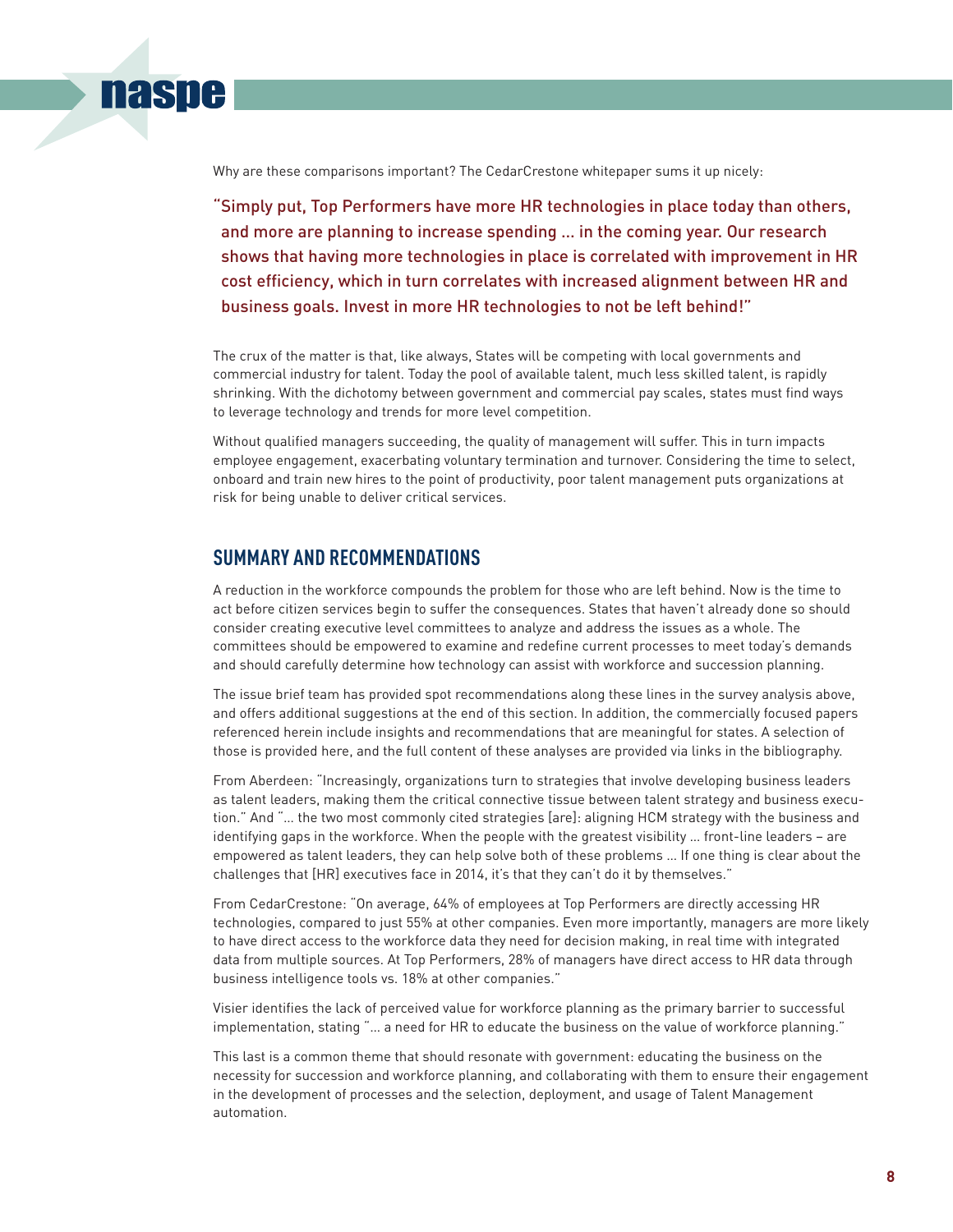Why are these comparisons important? The CedarCrestone whitepaper sums it up nicely:

> "Simply put, Top Performers have more HR technologies in place today than others, and more are planning to increase spending ... in the coming year. Our research shows that having more technologies in place is correlated with improvement in HR cost efficiency, which in turn correlates with increased alignment between HR and business goals. Invest in more HR technologies to not be left behind!"

The crux of the matter is that, like always, States will be competing with local governments and commercial industry for talent. Today the pool of available talent, much less skilled talent, is rapidly shrinking. With the dichotomy between government and commercial pay scales, states must find ways to leverage technology and trends for more level competition.

Without qualified managers succeeding, the quality of management will suffer. This in turn impacts employee engagement, exacerbating voluntary termination and turnover. Considering the time to select, onboard and train new hires to the point of productivity, poor talent management puts organizations at risk for being unable to deliver critical services.

## SUMMARY AND RECOMMENDATIONS

A reduction in the workforce compounds the problem for those who are left behind. Now is the time to act before citizen services begin to suffer the consequences. States that haven't already done so should consider creating executive level committees to analyze and address the issues as a whole. The committees should be empowered to examine and redefine current processes to meet today's demands and should carefully determine how technology can assist with workforce and succession planning.

The issue brief team has provided spot recommendations along these lines in the survey analysis above, and offers additional suggestions at the end of this section. In addition, the commercially focused papers referenced herein include insights and recommendations that are meaningful for states. A selection of those is provided here, and the full content of these analyses are provided via links in the bibliography.

From Aberdeen: "Increasingly, organizations turn to strategies that involve developing business leaders as talent leaders, making them the critical connective tissue between talent strategy and business execution." And "... the two most commonly cited strategies [are]: aligning HCM strategy with the business and identifying gaps in the workforce. When the people with the greatest visibility ... front-line leaders – are empowered as talent leaders, they can help solve both of these problems ... If one thing is clear about the challenges that [HR] executives face in 2014, it's that they can't do it by themselves."

From CedarCrestone: "On average, 64% of employees at Top Performers are directly accessing HR technologies, compared to just 55% at other companies. Even more importantly, managers are more likely to have direct access to the workforce data they need for decision making, in real time with integrated data from multiple sources. At Top Performers, 28% of managers have direct access to HR data through business intelligence tools vs. 18% at other companies."

Visier identifies the lack of perceived value for workforce planning as the primary barrier to successful implementation, stating "... a need for HR to educate the business on the value of workforce planning."

This last is a common theme that should resonate with government: educating the business on the necessity for succession and workforce planning, and collaborating with them to ensure their engagement in the development of processes and the selection, deployment, and usage of Talent Management automation.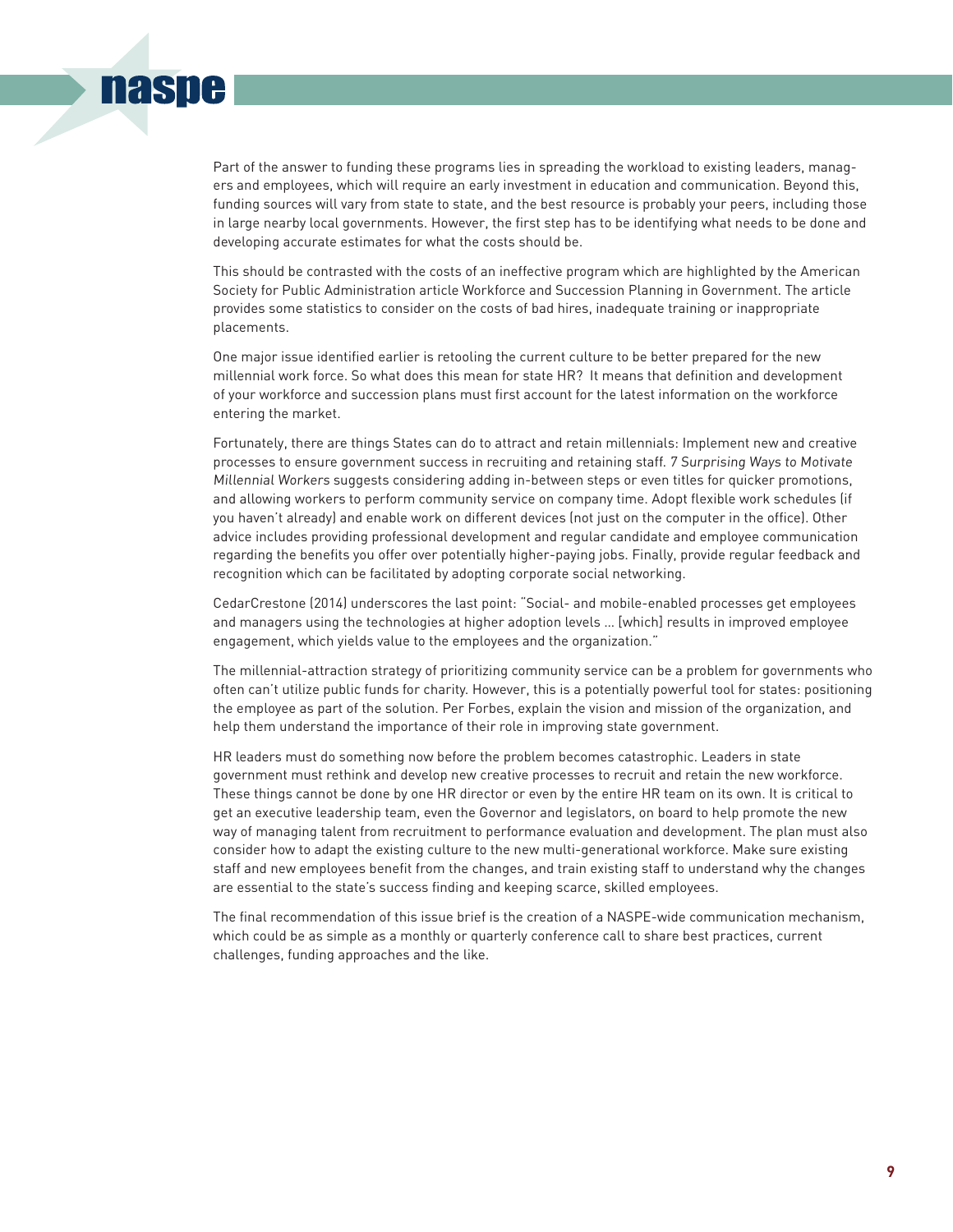Part of the answer to funding these programs lies in spreading the workload to existing leaders, managers and employees, which will require an early investment in education and communication. Beyond this, funding sources will vary from state to state, and the best resource is probably your peers, including those in large nearby local governments. However, the first step has to be identifying what needs to be done and developing accurate estimates for what the costs should be.

This should be contrasted with the costs of an ineffective program which are highlighted by the American Society for Public Administration article Workforce and Succession Planning in Government. The article provides some statistics to consider on the costs of bad hires, inadequate training or inappropriate placements.

One major issue identified earlier is retooling the current culture to be better prepared for the new millennial work force. So what does this mean for state HR? It means that definition and development of your workforce and succession plans must first account for the latest information on the workforce entering the market.

Fortunately, there are things States can do to attract and retain millennials: Implement new and creative processes to ensure government success in recruiting and retaining staff. *7 Surprising Ways to Motivate Millennial Workers* suggests considering adding in-between steps or even titles for quicker promotions, and allowing workers to perform community service on company time. Adopt flexible work schedules (if you haven't already) and enable work on different devices (not just on the computer in the office). Other advice includes providing professional development and regular candidate and employee communication regarding the benefits you offer over potentially higher-paying jobs. Finally, provide regular feedback and recognition which can be facilitated by adopting corporate social networking.

CedarCrestone (2014) underscores the last point: "Social- and mobile-enabled processes get employees and managers using the technologies at higher adoption levels … [which] results in improved employee engagement, which yields value to the employees and the organization."

The millennial-attraction strategy of prioritizing community service can be a problem for governments who often can't utilize public funds for charity. However, this is a potentially powerful tool for states: positioning the employee as part of the solution. Per Forbes, explain the vision and mission of the organization, and help them understand the importance of their role in improving state government.

HR leaders must do something now before the problem becomes catastrophic. Leaders in state government must rethink and develop new creative processes to recruit and retain the new workforce. These things cannot be done by one HR director or even by the entire HR team on its own. It is critical to get an executive leadership team, even the Governor and legislators, on board to help promote the new way of managing talent from recruitment to performance evaluation and development. The plan must also consider how to adapt the existing culture to the new multi-generational workforce. Make sure existing staff and new employees benefit from the changes, and train existing staff to understand why the changes are essential to the state's success finding and keeping scarce, skilled employees.

The final recommendation of this issue brief is the creation of a NASPE-wide communication mechanism, which could be as simple as a monthly or quarterly conference call to share best practices, current challenges, funding approaches and the like.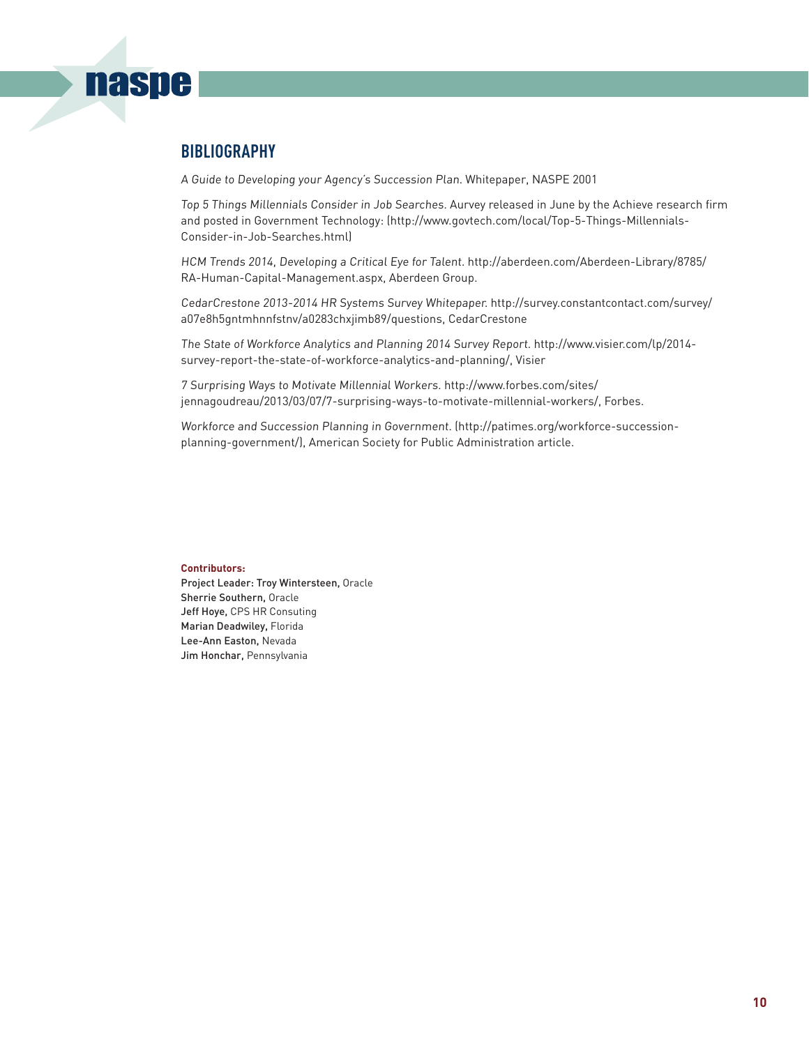## BIBLIOGRAPHY

*A Guide to Developing your Agency's Succession Plan.* Whitepaper, NASPE 2001

*Top 5 Things Millennials Consider in Job Searches.* Aurvey released in June by the Achieve research firm and posted in Government Technology: (http://www.govtech.com/local/Top-5-Things-Millennials-Consider-in-Job-Searches.html)

*HCM Trends 2014, Developing a Critical Eye for Talent.* http://aberdeen.com/Aberdeen-Library/8785/RA-Human-Capital-Management.aspx, Aberdeen Group.

*CedarCrestone 2013-2014 HR Systems Survey Whitepaper.* http://survey.constantcontact.com/survey/a07e8h5gntmhnnfstnv/a0283chxjimb89/questions, CedarCrestone

*The State of Workforce Analytics and Planning 2014 Survey Report.* http://www.visier.com/lp/2014-survey-report-the-state-of-workforce-analytics-and-planning/, Visier

*7 Surprising Ways to Motivate Millennial Workers.* http://www.forbes.com/sites/jennagoudreau/2013/03/07/7-surprising-ways-to-motivate-millennial-workers/, Forbes.

*Workforce and Succession Planning in Government.* (http://patimes.org/workforce-succession-planning-government/), American Society for Public Administration article.

**Contributors:**
Project Leader: Troy Wintersteen, Oracle
Sherrie Southern, Oracle
Jeff Hoye, CPS HR Consuting
Marian Deadwiley, Florida
Lee-Ann Easton, Nevada
Jim Honchar, Pennsylvania